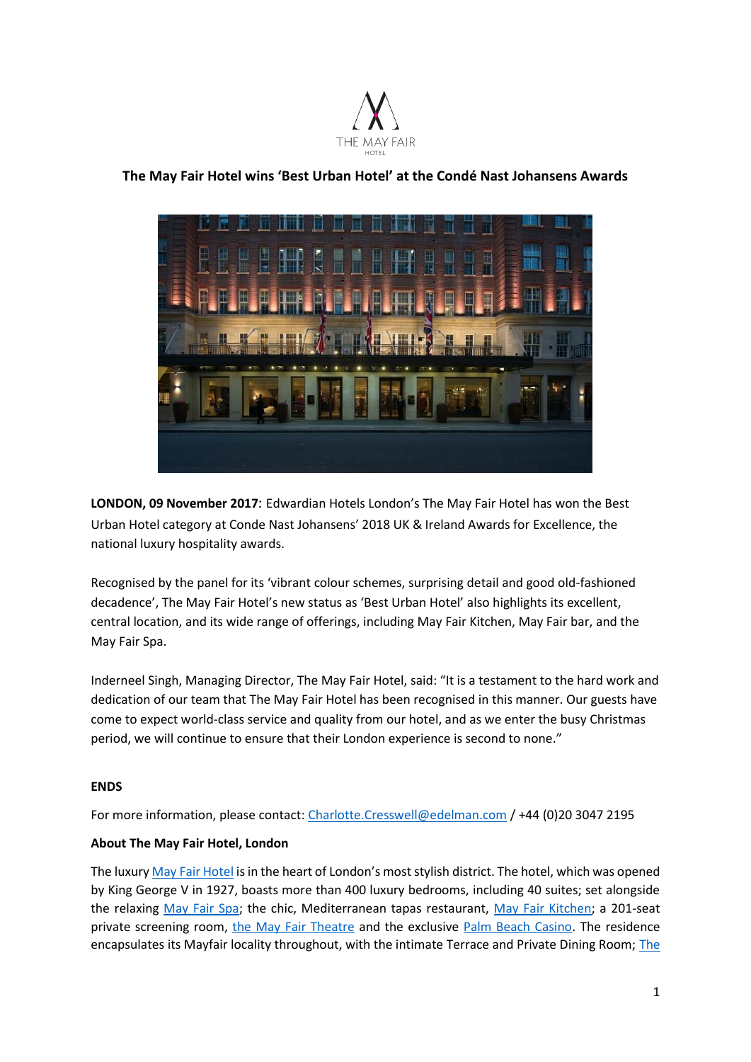# The May Fair Hotel wins 'Best Urban Hotel' at the Condé Nast Johansens Awards

**LONDON, 09 November 2017**: Edwardian Hotels London's The May Fair Hotel has won the Best Urban Hotel category at Conde Nast Johansens' 2018 UK & Ireland Awards for Excellence, the national luxury hospitality awards.

Recognised by the panel for its 'vibrant colour schemes, surprising detail and good old-fashioned decadence', The May Fair Hotel's new status as 'Best Urban Hotel' also highlights its excellent, central location, and its wide range of offerings, including May Fair Kitchen, May Fair bar, and the May Fair Spa.

Inderneel Singh, Managing Director, The May Fair Hotel, said: "It is a testament to the hard work and dedication of our team that The May Fair Hotel has been recognised in this manner. Our guests have come to expect world-class service and quality from our hotel, and as we enter the busy Christmas period, we will continue to ensure that their London experience is second to none."

**ENDS**

For more information, please contact: Charlotte.Cresswell@edelman.com / +44 (0)20 3047 2195

**About The May Fair Hotel, London**

The luxury May Fair Hotel is in the heart of London's most stylish district. The hotel, which was opened by King George V in 1927, boasts more than 400 luxury bedrooms, including 40 suites; set alongside the relaxing May Fair Spa; the chic, Mediterranean tapas restaurant, May Fair Kitchen; a 201-seat private screening room, the May Fair Theatre and the exclusive Palm Beach Casino. The residence encapsulates its Mayfair locality throughout, with the intimate Terrace and Private Dining Room; The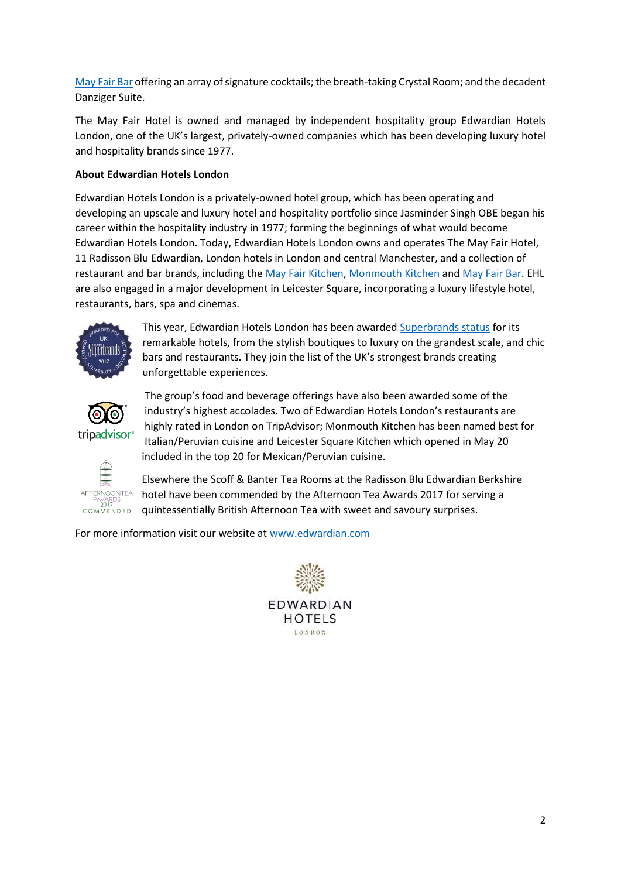May Fair Bar offering an array of signature cocktails; the breath-taking Crystal Room; and the decadent Danziger Suite.

The May Fair Hotel is owned and managed by independent hospitality group Edwardian Hotels London, one of the UK's largest, privately-owned companies which has been developing luxury hotel and hospitality brands since 1977.

**About Edwardian Hotels London**

Edwardian Hotels London is a privately-owned hotel group, which has been operating and developing an upscale and luxury hotel and hospitality portfolio since Jasminder Singh OBE began his career within the hospitality industry in 1977; forming the beginnings of what would become Edwardian Hotels London. Today, Edwardian Hotels London owns and operates The May Fair Hotel, 11 Radisson Blu Edwardian, London hotels in London and central Manchester, and a collection of restaurant and bar brands, including the May Fair Kitchen, Monmouth Kitchen and May Fair Bar. EHL are also engaged in a major development in Leicester Square, incorporating a luxury lifestyle hotel, restaurants, bars, spa and cinemas.

This year, Edwardian Hotels London has been awarded Superbrands status for its remarkable hotels, from the stylish boutiques to luxury on the grandest scale, and chic bars and restaurants. They join the list of the UK's strongest brands creating unforgettable experiences.

The group's food and beverage offerings have also been awarded some of the industry's highest accolades. Two of Edwardian Hotels London's restaurants are highly rated in London on TripAdvisor; Monmouth Kitchen has been named best for Italian/Peruvian cuisine and Leicester Square Kitchen which opened in May 20 included in the top 20 for Mexican/Peruvian cuisine.

Elsewhere the Scoff & Banter Tea Rooms at the Radisson Blu Edwardian Berkshire hotel have been commended by the Afternoon Tea Awards 2017 for serving a quintessentially British Afternoon Tea with sweet and savoury surprises.

For more information visit our website at www.edwardian.com